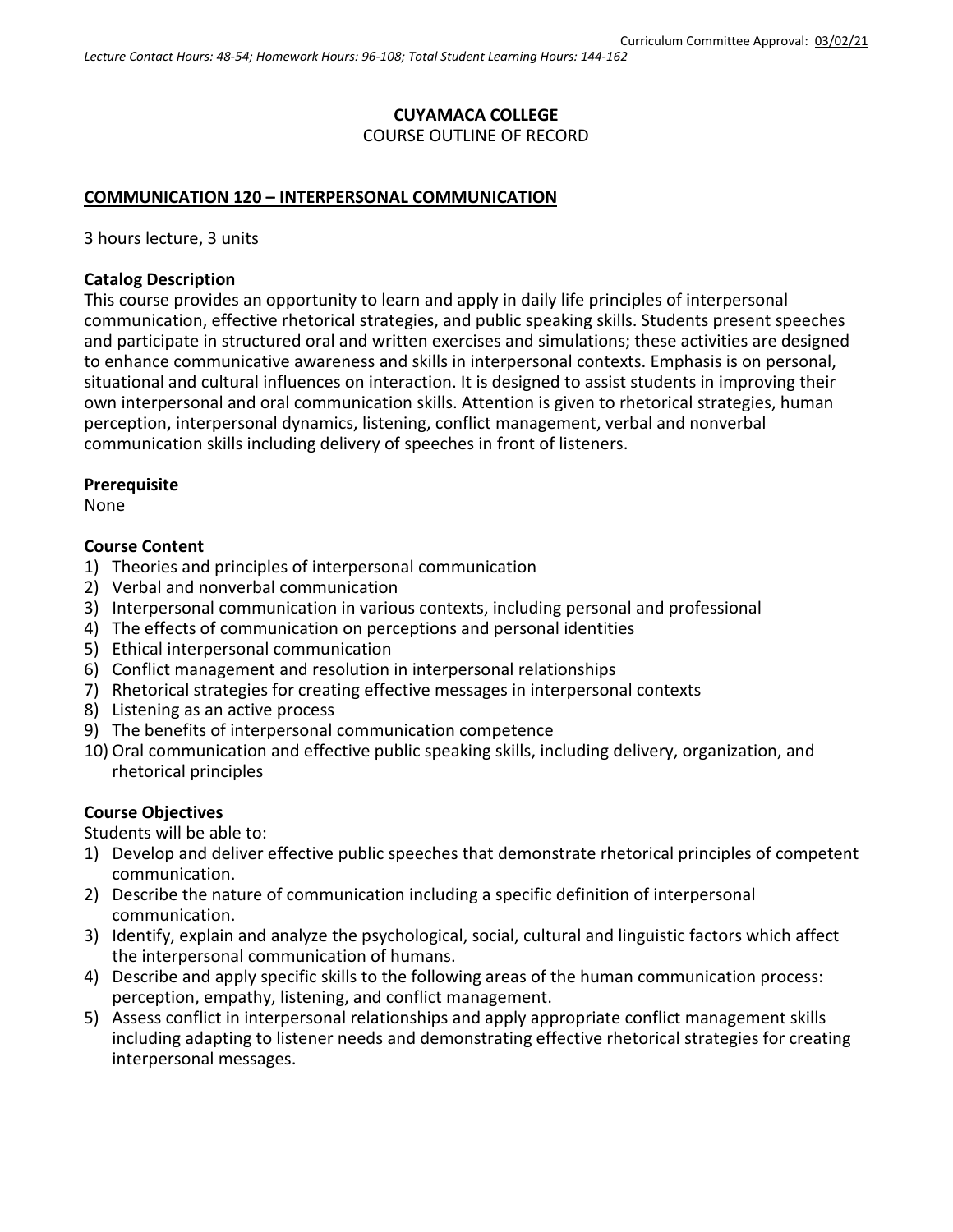Curriculum Committee Approval: 03/02/21

*Lecture Contact Hours: 48-54; Homework Hours: 96-108; Total Student Learning Hours: 144-162*

# CUYAMACA COLLEGE
COURSE OUTLINE OF RECORD

## COMMUNICATION 120 – INTERPERSONAL COMMUNICATION

3 hours lecture, 3 units

### Catalog Description

This course provides an opportunity to learn and apply in daily life principles of interpersonal communication, effective rhetorical strategies, and public speaking skills. Students present speeches and participate in structured oral and written exercises and simulations; these activities are designed to enhance communicative awareness and skills in interpersonal contexts. Emphasis is on personal, situational and cultural influences on interaction. It is designed to assist students in improving their own interpersonal and oral communication skills. Attention is given to rhetorical strategies, human perception, interpersonal dynamics, listening, conflict management, verbal and nonverbal communication skills including delivery of speeches in front of listeners.

### Prerequisite

None

### Course Content

1) Theories and principles of interpersonal communication
2) Verbal and nonverbal communication
3) Interpersonal communication in various contexts, including personal and professional
4) The effects of communication on perceptions and personal identities
5) Ethical interpersonal communication
6) Conflict management and resolution in interpersonal relationships
7) Rhetorical strategies for creating effective messages in interpersonal contexts
8) Listening as an active process
9) The benefits of interpersonal communication competence
10) Oral communication and effective public speaking skills, including delivery, organization, and rhetorical principles

### Course Objectives

Students will be able to:

1) Develop and deliver effective public speeches that demonstrate rhetorical principles of competent communication.
2) Describe the nature of communication including a specific definition of interpersonal communication.
3) Identify, explain and analyze the psychological, social, cultural and linguistic factors which affect the interpersonal communication of humans.
4) Describe and apply specific skills to the following areas of the human communication process: perception, empathy, listening, and conflict management.
5) Assess conflict in interpersonal relationships and apply appropriate conflict management skills including adapting to listener needs and demonstrating effective rhetorical strategies for creating interpersonal messages.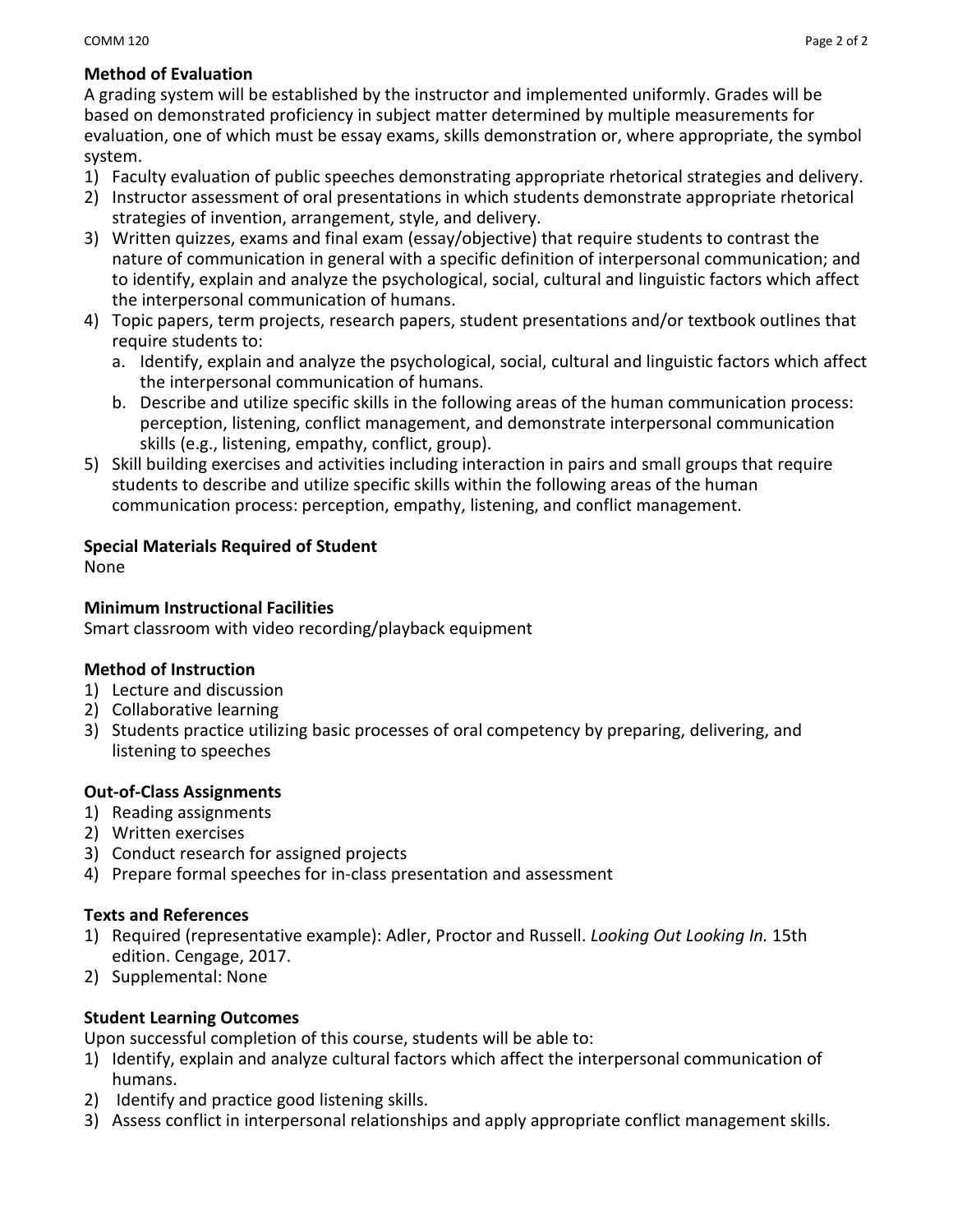**Method of Evaluation**

A grading system will be established by the instructor and implemented uniformly. Grades will be based on demonstrated proficiency in subject matter determined by multiple measurements for evaluation, one of which must be essay exams, skills demonstration or, where appropriate, the symbol system.

1) Faculty evaluation of public speeches demonstrating appropriate rhetorical strategies and delivery.
2) Instructor assessment of oral presentations in which students demonstrate appropriate rhetorical strategies of invention, arrangement, style, and delivery.
3) Written quizzes, exams and final exam (essay/objective) that require students to contrast the nature of communication in general with a specific definition of interpersonal communication; and to identify, explain and analyze the psychological, social, cultural and linguistic factors which affect the interpersonal communication of humans.
4) Topic papers, term projects, research papers, student presentations and/or textbook outlines that require students to:
   a. Identify, explain and analyze the psychological, social, cultural and linguistic factors which affect the interpersonal communication of humans.
   b. Describe and utilize specific skills in the following areas of the human communication process: perception, listening, conflict management, and demonstrate interpersonal communication skills (e.g., listening, empathy, conflict, group).
5) Skill building exercises and activities including interaction in pairs and small groups that require students to describe and utilize specific skills within the following areas of the human communication process: perception, empathy, listening, and conflict management.

**Special Materials Required of Student**

None

**Minimum Instructional Facilities**

Smart classroom with video recording/playback equipment

**Method of Instruction**

1) Lecture and discussion
2) Collaborative learning
3) Students practice utilizing basic processes of oral competency by preparing, delivering, and listening to speeches

**Out-of-Class Assignments**

1) Reading assignments
2) Written exercises
3) Conduct research for assigned projects
4) Prepare formal speeches for in-class presentation and assessment

**Texts and References**

1) Required (representative example): Adler, Proctor and Russell. *Looking Out Looking In.* 15th edition. Cengage, 2017.
2) Supplemental: None

**Student Learning Outcomes**

Upon successful completion of this course, students will be able to:

1) Identify, explain and analyze cultural factors which affect the interpersonal communication of humans.
2) Identify and practice good listening skills.
3) Assess conflict in interpersonal relationships and apply appropriate conflict management skills.